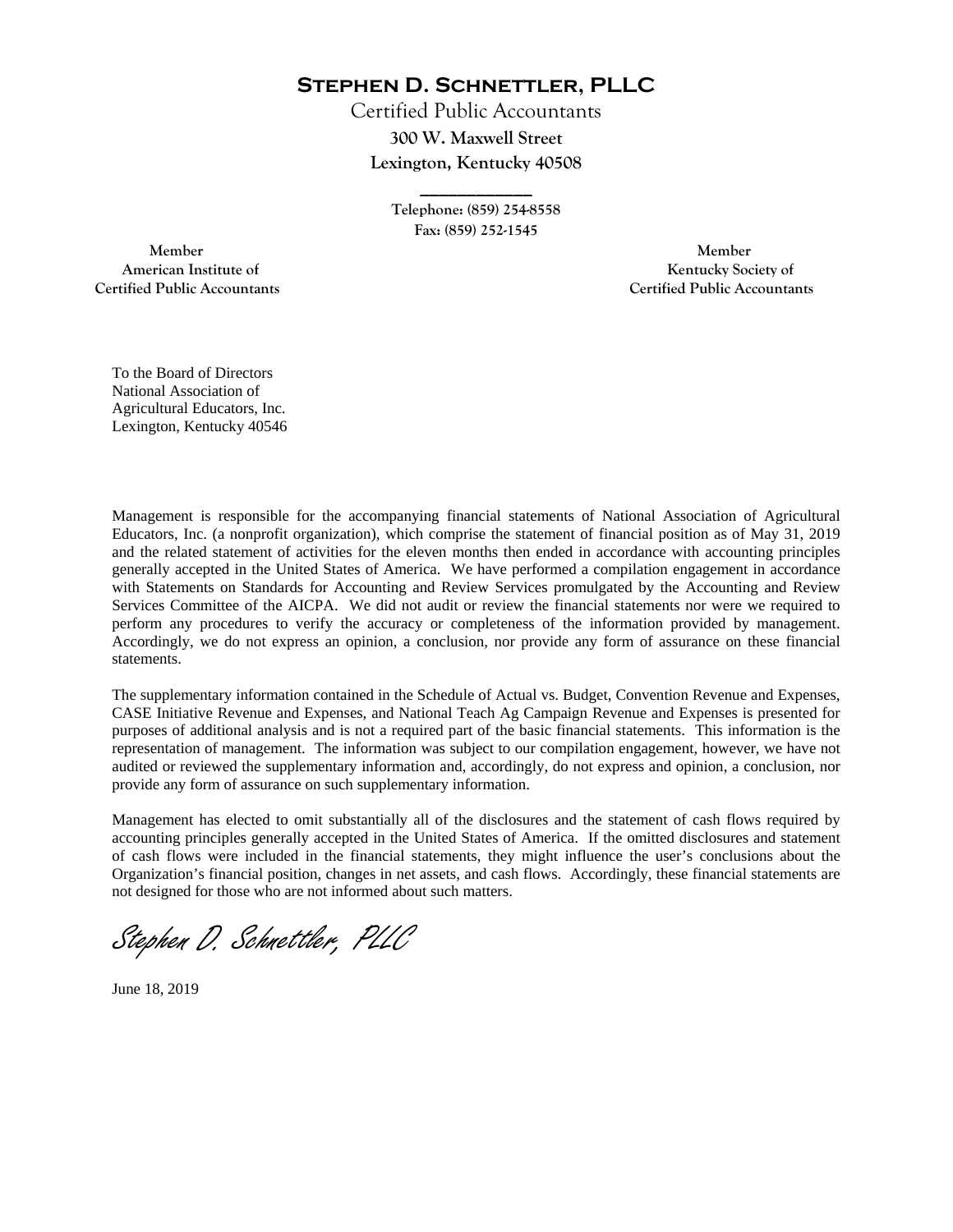# Stephen D. Schnettler, PLLC

Certified Public Accountants
**300 W. Maxwell Street**
**Lexington, Kentucky 40508**

---

**Telephone: (859) 254-8558**
**Fax: (859) 252-1545**

**Member**
**American Institute of**
**Certified Public Accountants**

**Member**
**Kentucky Society of**
**Certified Public Accountants**

To the Board of Directors
National Association of
Agricultural Educators, Inc.
Lexington, Kentucky 40546

Management is responsible for the accompanying financial statements of National Association of Agricultural Educators, Inc. (a nonprofit organization), which comprise the statement of financial position as of May 31, 2019 and the related statement of activities for the eleven months then ended in accordance with accounting principles generally accepted in the United States of America. We have performed a compilation engagement in accordance with Statements on Standards for Accounting and Review Services promulgated by the Accounting and Review Services Committee of the AICPA. We did not audit or review the financial statements nor were we required to perform any procedures to verify the accuracy or completeness of the information provided by management. Accordingly, we do not express an opinion, a conclusion, nor provide any form of assurance on these financial statements.

The supplementary information contained in the Schedule of Actual vs. Budget, Convention Revenue and Expenses, CASE Initiative Revenue and Expenses, and National Teach Ag Campaign Revenue and Expenses is presented for purposes of additional analysis and is not a required part of the basic financial statements. This information is the representation of management. The information was subject to our compilation engagement, however, we have not audited or reviewed the supplementary information and, accordingly, do not express and opinion, a conclusion, nor provide any form of assurance on such supplementary information.

Management has elected to omit substantially all of the disclosures and the statement of cash flows required by accounting principles generally accepted in the United States of America. If the omitted disclosures and statement of cash flows were included in the financial statements, they might influence the user's conclusions about the Organization's financial position, changes in net assets, and cash flows. Accordingly, these financial statements are not designed for those who are not informed about such matters.

*Stephen D. Schnettler, PLLC*

June 18, 2019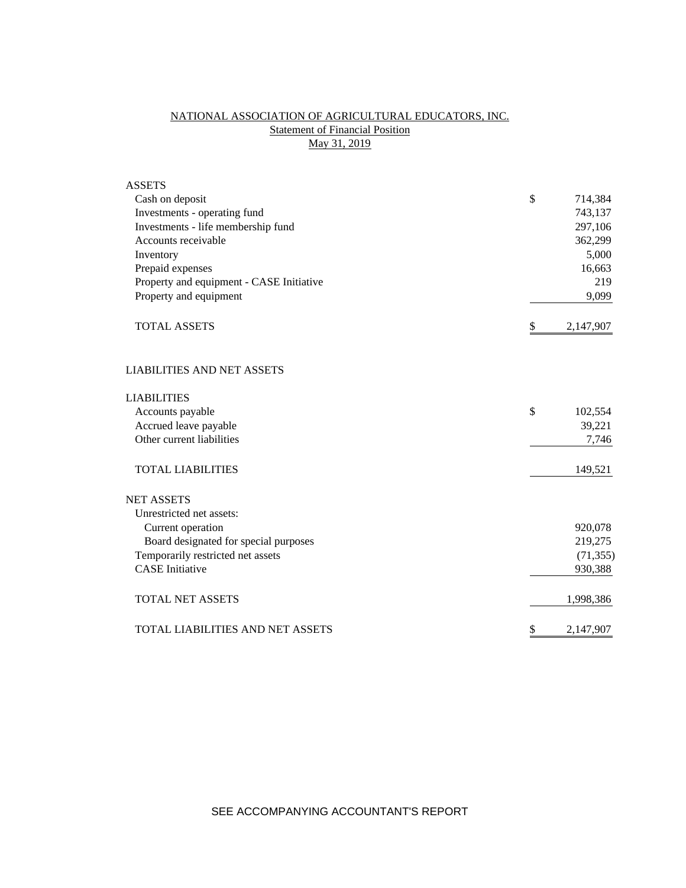# NATIONAL ASSOCIATION OF AGRICULTURAL EDUCATORS, INC.

## Statement of Financial Position

### May 31, 2019

| | | |
|---|---|---|
| **ASSETS** | | |
| Cash on deposit | $ | 714,384 |
| Investments - operating fund | | 743,137 |
| Investments - life membership fund | | 297,106 |
| Accounts receivable | | 362,299 |
| Inventory | | 5,000 |
| Prepaid expenses | | 16,663 |
| Property and equipment - CASE Initiative | | 219 |
| Property and equipment | | 9,099 |
| TOTAL ASSETS | $ | 2,147,907 |
| | | |
| **LIABILITIES AND NET ASSETS** | | |
| | | |
| **LIABILITIES** | | |
| Accounts payable | $ | 102,554 |
| Accrued leave payable | | 39,221 |
| Other current liabilities | | 7,746 |
| TOTAL LIABILITIES | | 149,521 |
| | | |
| **NET ASSETS** | | |
| Unrestricted net assets: | | |
| Current operation | | 920,078 |
| Board designated for special purposes | | 219,275 |
| Temporarily restricted net assets | | (71,355) |
| CASE Initiative | | 930,388 |
| TOTAL NET ASSETS | | 1,998,386 |
| | | |
| TOTAL LIABILITIES AND NET ASSETS | $ | 2,147,907 |

SEE ACCOMPANYING ACCOUNTANT'S REPORT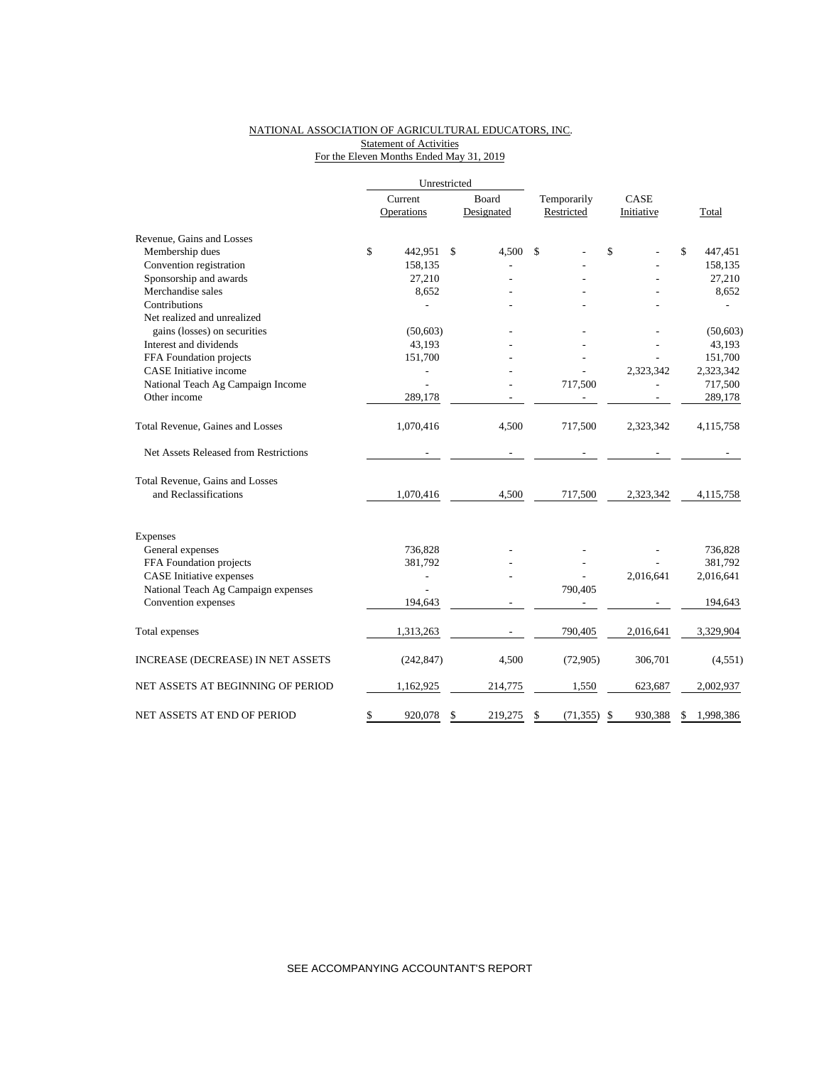NATIONAL ASSOCIATION OF AGRICULTURAL EDUCATORS, INC.
Statement of Activities
For the Eleven Months Ended May 31, 2019

| | Unrestricted | | | | |
|---|---|---|---|---|---|
| | Current Operations | Board Designated | Temporarily Restricted | CASE Initiative | Total |
| **Revenue, Gains and Losses** | | | | | |
| Membership dues | $ 442,951 | $ 4,500 | $ - | $ - | $ 447,451 |
| Convention registration | 158,135 | - | - | - | 158,135 |
| Sponsorship and awards | 27,210 | - | - | - | 27,210 |
| Merchandise sales | 8,652 | - | - | - | 8,652 |
| Contributions | - | - | - | - | - |
| Net realized and unrealized gains (losses) on securities | (50,603) | - | - | - | (50,603) |
| Interest and dividends | 43,193 | - | - | - | 43,193 |
| FFA Foundation projects | 151,700 | - | - | - | 151,700 |
| CASE Initiative income | - | - | - | 2,323,342 | 2,323,342 |
| National Teach Ag Campaign Income | - | - | 717,500 | - | 717,500 |
| Other income | 289,178 | - | - | - | 289,178 |
| Total Revenue, Gaines and Losses | 1,070,416 | 4,500 | 717,500 | 2,323,342 | 4,115,758 |
| Net Assets Released from Restrictions | - | - | - | - | - |
| Total Revenue, Gains and Losses and Reclassifications | 1,070,416 | 4,500 | 717,500 | 2,323,342 | 4,115,758 |
| **Expenses** | | | | | |
| General expenses | 736,828 | - | - | - | 736,828 |
| FFA Foundation projects | 381,792 | - | - | - | 381,792 |
| CASE Initiative expenses | - | - | - | 2,016,641 | 2,016,641 |
| National Teach Ag Campaign expenses | - | | 790,405 | | |
| Convention expenses | 194,643 | - | - | - | 194,643 |
| Total expenses | 1,313,263 | - | 790,405 | 2,016,641 | 3,329,904 |
| INCREASE (DECREASE) IN NET ASSETS | (242,847) | 4,500 | (72,905) | 306,701 | (4,551) |
| NET ASSETS AT BEGINNING OF PERIOD | 1,162,925 | 214,775 | 1,550 | 623,687 | 2,002,937 |
| NET ASSETS AT END OF PERIOD | $ 920,078 | $ 219,275 | $ (71,355) | $ 930,388 | $ 1,998,386 |

SEE ACCOMPANYING ACCOUNTANT'S REPORT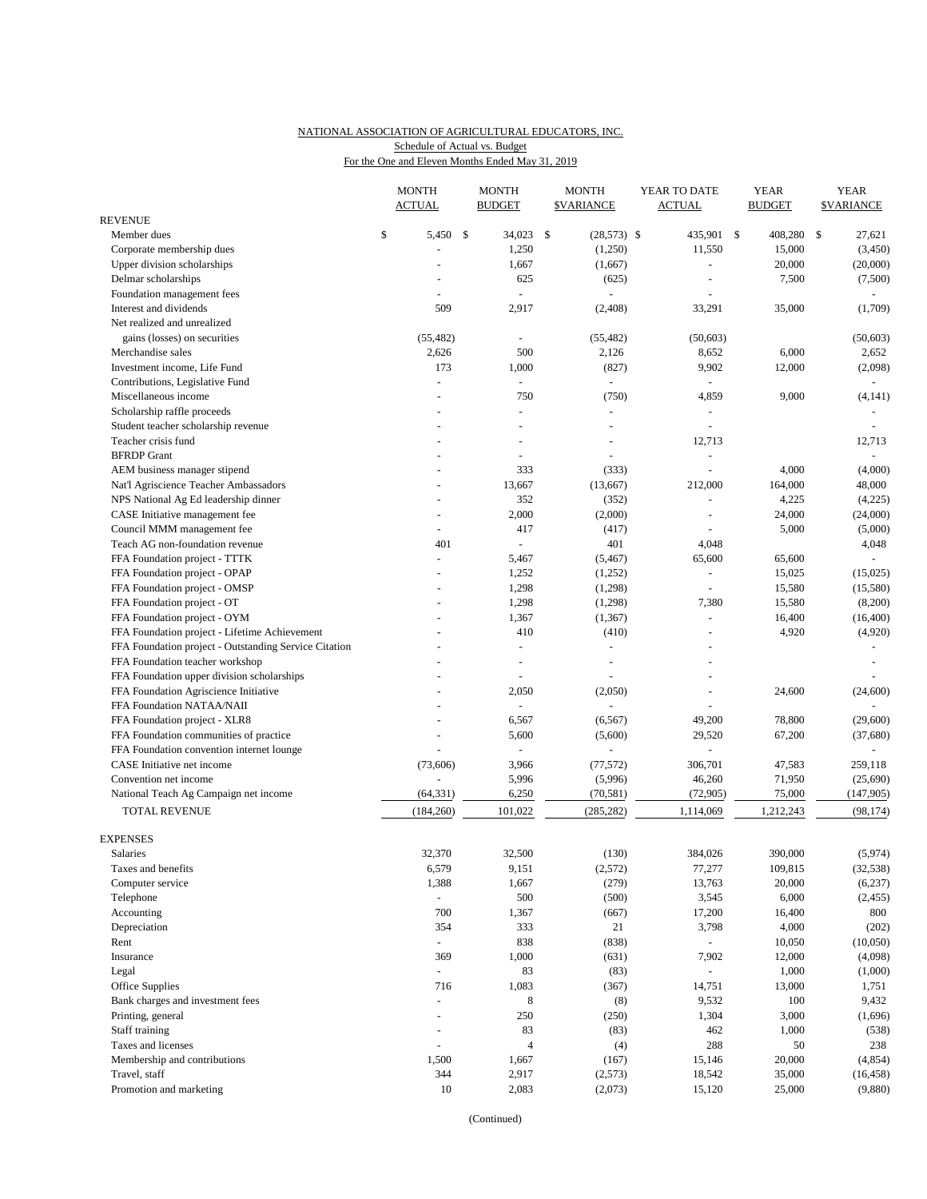NATIONAL ASSOCIATION OF AGRICULTURAL EDUCATORS, INC.

Schedule of Actual vs. Budget

For the One and Eleven Months Ended May 31, 2019

| | MONTH ACTUAL | MONTH BUDGET | MONTH $VARIANCE | YEAR TO DATE ACTUAL | YEAR BUDGET | YEAR $VARIANCE |
|---|---|---|---|---|---|---|
| **REVENUE** | | | | | | |
| Member dues | $ 5,450 | $ 34,023 | $ (28,573) | $ 435,901 | $ 408,280 | $ 27,621 |
| Corporate membership dues | - | 1,250 | (1,250) | 11,550 | 15,000 | (3,450) |
| Upper division scholarships | - | 1,667 | (1,667) | - | 20,000 | (20,000) |
| Delmar scholarships | - | 625 | (625) | - | 7,500 | (7,500) |
| Foundation management fees | - | - | - | - | | - |
| Interest and dividends | 509 | 2,917 | (2,408) | 33,291 | 35,000 | (1,709) |
| Net realized and unrealized gains (losses) on securities | (55,482) | - | (55,482) | (50,603) | | (50,603) |
| Merchandise sales | 2,626 | 500 | 2,126 | 8,652 | 6,000 | 2,652 |
| Investment income, Life Fund | 173 | 1,000 | (827) | 9,902 | 12,000 | (2,098) |
| Contributions, Legislative Fund | - | - | - | - | | - |
| Miscellaneous income | - | 750 | (750) | 4,859 | 9,000 | (4,141) |
| Scholarship raffle proceeds | - | - | - | - | | - |
| Student teacher scholarship revenue | - | - | - | - | | - |
| Teacher crisis fund | - | - | - | 12,713 | | 12,713 |
| BFRDP Grant | - | - | - | - | | - |
| AEM business manager stipend | - | 333 | (333) | - | 4,000 | (4,000) |
| Nat'l Agriscience Teacher Ambassadors | - | 13,667 | (13,667) | 212,000 | 164,000 | 48,000 |
| NPS National Ag Ed leadership dinner | - | 352 | (352) | - | 4,225 | (4,225) |
| CASE Initiative management fee | - | 2,000 | (2,000) | - | 24,000 | (24,000) |
| Council MMM management fee | - | 417 | (417) | - | 5,000 | (5,000) |
| Teach AG non-foundation revenue | 401 | - | 401 | 4,048 | | 4,048 |
| FFA Foundation project - TTTK | - | 5,467 | (5,467) | 65,600 | 65,600 | - |
| FFA Foundation project - OPAP | - | 1,252 | (1,252) | - | 15,025 | (15,025) |
| FFA Foundation project - OMSP | - | 1,298 | (1,298) | - | 15,580 | (15,580) |
| FFA Foundation project - OT | - | 1,298 | (1,298) | 7,380 | 15,580 | (8,200) |
| FFA Foundation project - OYM | - | 1,367 | (1,367) | - | 16,400 | (16,400) |
| FFA Foundation project - Lifetime Achievement | - | 410 | (410) | - | 4,920 | (4,920) |
| FFA Foundation project - Outstanding Service Citation | - | - | - | - | | - |
| FFA Foundation teacher workshop | - | - | - | - | | - |
| FFA Foundation upper division scholarships | - | - | - | - | | - |
| FFA Foundation Agriscience Initiative | - | 2,050 | (2,050) | - | 24,600 | (24,600) |
| FFA Foundation NATAA/NAII | - | - | - | - | | - |
| FFA Foundation project - XLR8 | - | 6,567 | (6,567) | 49,200 | 78,800 | (29,600) |
| FFA Foundation communities of practice | - | 5,600 | (5,600) | 29,520 | 67,200 | (37,680) |
| FFA Foundation convention internet lounge | - | - | - | - | | - |
| CASE Initiative net income | (73,606) | 3,966 | (77,572) | 306,701 | 47,583 | 259,118 |
| Convention net income | - | 5,996 | (5,996) | 46,260 | 71,950 | (25,690) |
| National Teach Ag Campaign net income | (64,331) | 6,250 | (70,581) | (72,905) | 75,000 | (147,905) |
| TOTAL REVENUE | (184,260) | 101,022 | (285,282) | 1,114,069 | 1,212,243 | (98,174) |
| **EXPENSES** | | | | | | |
| Salaries | 32,370 | 32,500 | (130) | 384,026 | 390,000 | (5,974) |
| Taxes and benefits | 6,579 | 9,151 | (2,572) | 77,277 | 109,815 | (32,538) |
| Computer service | 1,388 | 1,667 | (279) | 13,763 | 20,000 | (6,237) |
| Telephone | - | 500 | (500) | 3,545 | 6,000 | (2,455) |
| Accounting | 700 | 1,367 | (667) | 17,200 | 16,400 | 800 |
| Depreciation | 354 | 333 | 21 | 3,798 | 4,000 | (202) |
| Rent | - | 838 | (838) | - | 10,050 | (10,050) |
| Insurance | 369 | 1,000 | (631) | 7,902 | 12,000 | (4,098) |
| Legal | - | 83 | (83) | - | 1,000 | (1,000) |
| Office Supplies | 716 | 1,083 | (367) | 14,751 | 13,000 | 1,751 |
| Bank charges and investment fees | - | 8 | (8) | 9,532 | 100 | 9,432 |
| Printing, general | - | 250 | (250) | 1,304 | 3,000 | (1,696) |
| Staff training | - | 83 | (83) | 462 | 1,000 | (538) |
| Taxes and licenses | - | 4 | (4) | 288 | 50 | 238 |
| Membership and contributions | 1,500 | 1,667 | (167) | 15,146 | 20,000 | (4,854) |
| Travel, staff | 344 | 2,917 | (2,573) | 18,542 | 35,000 | (16,458) |
| Promotion and marketing | 10 | 2,083 | (2,073) | 15,120 | 25,000 | (9,880) |

(Continued)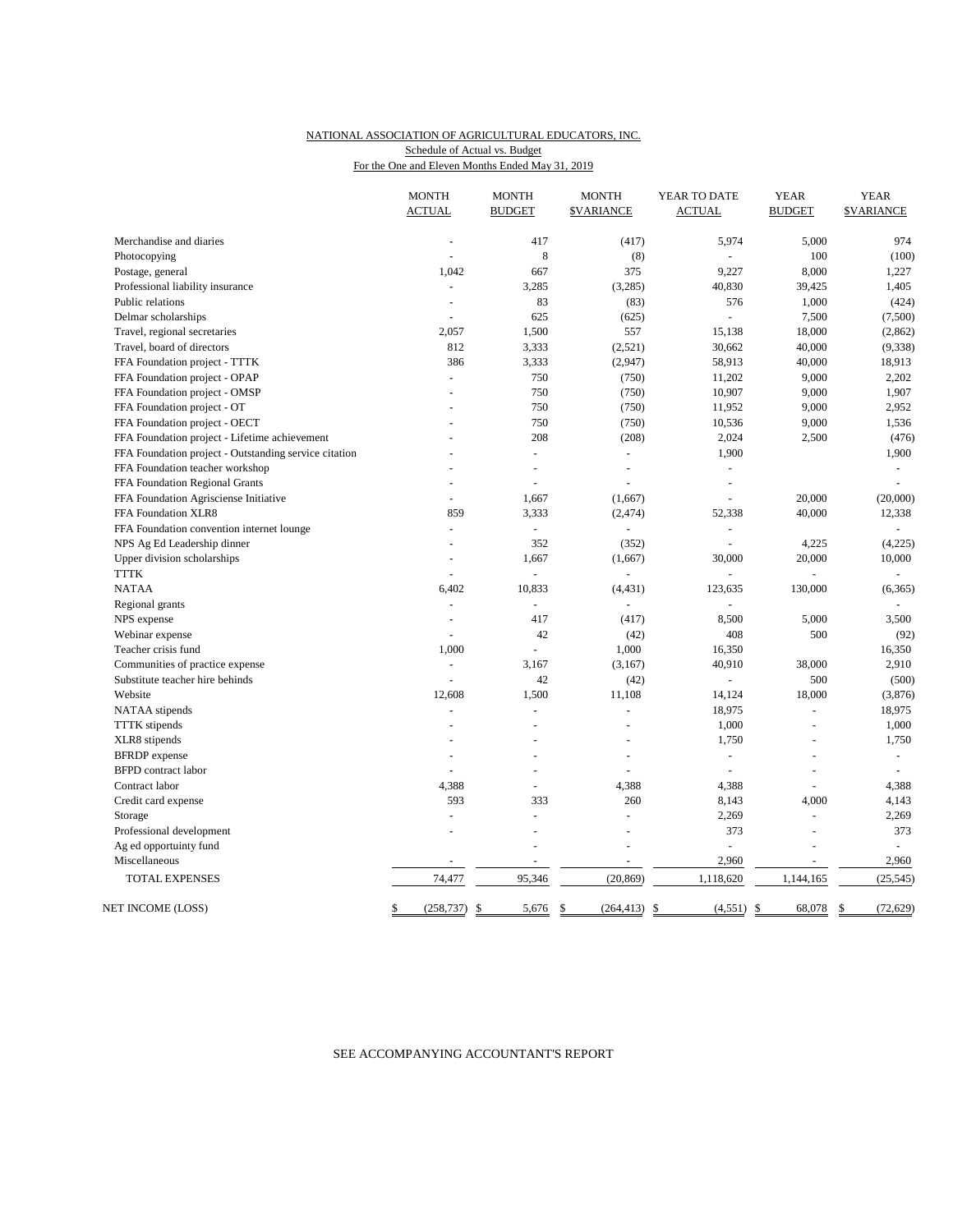NATIONAL ASSOCIATION OF AGRICULTURAL EDUCATORS, INC.
Schedule of Actual vs. Budget
For the One and Eleven Months Ended May 31, 2019

| | MONTH ACTUAL | MONTH BUDGET | MONTH $VARIANCE | YEAR TO DATE ACTUAL | YEAR BUDGET | YEAR $VARIANCE |
|---|---|---|---|---|---|---|
| Merchandise and diaries | - | 417 | (417) | 5,974 | 5,000 | 974 |
| Photocopying | - | 8 | (8) | - | 100 | (100) |
| Postage, general | 1,042 | 667 | 375 | 9,227 | 8,000 | 1,227 |
| Professional liability insurance | - | 3,285 | (3,285) | 40,830 | 39,425 | 1,405 |
| Public relations | - | 83 | (83) | 576 | 1,000 | (424) |
| Delmar scholarships | - | 625 | (625) | - | 7,500 | (7,500) |
| Travel, regional secretaries | 2,057 | 1,500 | 557 | 15,138 | 18,000 | (2,862) |
| Travel, board of directors | 812 | 3,333 | (2,521) | 30,662 | 40,000 | (9,338) |
| FFA Foundation project - TTTK | 386 | 3,333 | (2,947) | 58,913 | 40,000 | 18,913 |
| FFA Foundation project - OPAP | - | 750 | (750) | 11,202 | 9,000 | 2,202 |
| FFA Foundation project - OMSP | - | 750 | (750) | 10,907 | 9,000 | 1,907 |
| FFA Foundation project - OT | - | 750 | (750) | 11,952 | 9,000 | 2,952 |
| FFA Foundation project - OECT | - | 750 | (750) | 10,536 | 9,000 | 1,536 |
| FFA Foundation project - Lifetime achievement | - | 208 | (208) | 2,024 | 2,500 | (476) |
| FFA Foundation project - Outstanding service citation | - | - | - | 1,900 | | 1,900 |
| FFA Foundation teacher workshop | - | - | - | - | | - |
| FFA Foundation Regional Grants | - | - | - | - | | - |
| FFA Foundation Agrisciense Initiative | - | 1,667 | (1,667) | - | 20,000 | (20,000) |
| FFA Foundation XLR8 | 859 | 3,333 | (2,474) | 52,338 | 40,000 | 12,338 |
| FFA Foundation convention internet lounge | - | - | - | - | | - |
| NPS Ag Ed Leadership dinner | - | 352 | (352) | - | 4,225 | (4,225) |
| Upper division scholarships | - | 1,667 | (1,667) | 30,000 | 20,000 | 10,000 |
| TTTK | - | - | - | - | - | - |
| NATAA | 6,402 | 10,833 | (4,431) | 123,635 | 130,000 | (6,365) |
| Regional grants | - | - | - | - | | - |
| NPS expense | - | 417 | (417) | 8,500 | 5,000 | 3,500 |
| Webinar expense | - | 42 | (42) | 408 | 500 | (92) |
| Teacher crisis fund | 1,000 | - | 1,000 | 16,350 | | 16,350 |
| Communities of practice expense | - | 3,167 | (3,167) | 40,910 | 38,000 | 2,910 |
| Substitute teacher hire behinds | - | 42 | (42) | - | 500 | (500) |
| Website | 12,608 | 1,500 | 11,108 | 14,124 | 18,000 | (3,876) |
| NATAA stipends | - | - | - | 18,975 | - | 18,975 |
| TTTK stipends | - | - | - | 1,000 | - | 1,000 |
| XLR8 stipends | - | - | - | 1,750 | - | 1,750 |
| BFRDP expense | - | - | - | - | - | - |
| BFPD contract labor | - | - | - | - | - | - |
| Contract labor | 4,388 | - | 4,388 | 4,388 | - | 4,388 |
| Credit card expense | 593 | 333 | 260 | 8,143 | 4,000 | 4,143 |
| Storage | - | - | - | 2,269 | - | 2,269 |
| Professional development | - | - | - | 373 | - | 373 |
| Ag ed opportuinty fund | | - | - | - | - | - |
| Miscellaneous | - | - | - | 2,960 | - | 2,960 |
| TOTAL EXPENSES | 74,477 | 95,346 | (20,869) | 1,118,620 | 1,144,165 | (25,545) |
| NET INCOME (LOSS) | $ (258,737) | $ 5,676 | $ (264,413) | $ (4,551) | $ 68,078 | $ (72,629) |

SEE ACCOMPANYING ACCOUNTANT'S REPORT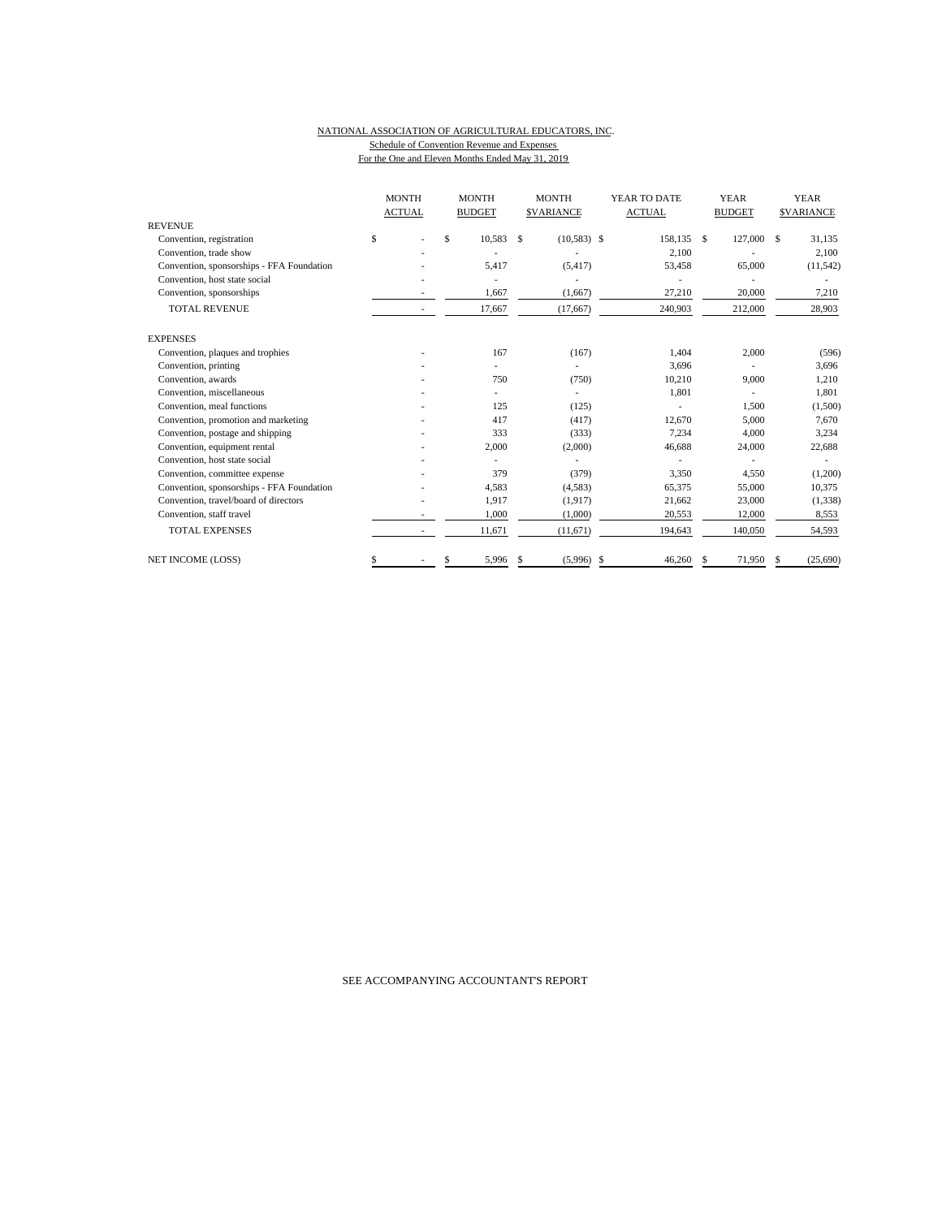NATIONAL ASSOCIATION OF AGRICULTURAL EDUCATORS, INC.

Schedule of Convention Revenue and Expenses

For the One and Eleven Months Ended May 31, 2019

| | MONTH ACTUAL | MONTH BUDGET | MONTH $VARIANCE | YEAR TO DATE ACTUAL | YEAR BUDGET | YEAR $VARIANCE |
|---|---|---|---|---|---|---|
| REVENUE | | | | | | |
| Convention, registration | $ - | $ 10,583 | $ (10,583) | $ 158,135 | $ 127,000 | $ 31,135 |
| Convention, trade show | - | - | - | 2,100 | - | 2,100 |
| Convention, sponsorships - FFA Foundation | - | 5,417 | (5,417) | 53,458 | 65,000 | (11,542) |
| Convention, host state social | - | - | - | - | - | - |
| Convention, sponsorships | - | 1,667 | (1,667) | 27,210 | 20,000 | 7,210 |
| TOTAL REVENUE | - | 17,667 | (17,667) | 240,903 | 212,000 | 28,903 |
| EXPENSES | | | | | | |
| Convention, plaques and trophies | - | 167 | (167) | 1,404 | 2,000 | (596) |
| Convention, printing | - | - | - | 3,696 | - | 3,696 |
| Convention, awards | - | 750 | (750) | 10,210 | 9,000 | 1,210 |
| Convention, miscellaneous | - | - | - | 1,801 | - | 1,801 |
| Convention, meal functions | - | 125 | (125) | - | 1,500 | (1,500) |
| Convention, promotion and marketing | - | 417 | (417) | 12,670 | 5,000 | 7,670 |
| Convention, postage and shipping | - | 333 | (333) | 7,234 | 4,000 | 3,234 |
| Convention, equipment rental | - | 2,000 | (2,000) | 46,688 | 24,000 | 22,688 |
| Convention, host state social | - | - | - | - | - | - |
| Convention, committee expense | - | 379 | (379) | 3,350 | 4,550 | (1,200) |
| Convention, sponsorships - FFA Foundation | - | 4,583 | (4,583) | 65,375 | 55,000 | 10,375 |
| Convention, travel/board of directors | - | 1,917 | (1,917) | 21,662 | 23,000 | (1,338) |
| Convention, staff travel | - | 1,000 | (1,000) | 20,553 | 12,000 | 8,553 |
| TOTAL EXPENSES | - | 11,671 | (11,671) | 194,643 | 140,050 | 54,593 |
| NET INCOME (LOSS) | $ - | $ 5,996 | $ (5,996) | $ 46,260 | $ 71,950 | $ (25,690) |

SEE ACCOMPANYING ACCOUNTANT'S REPORT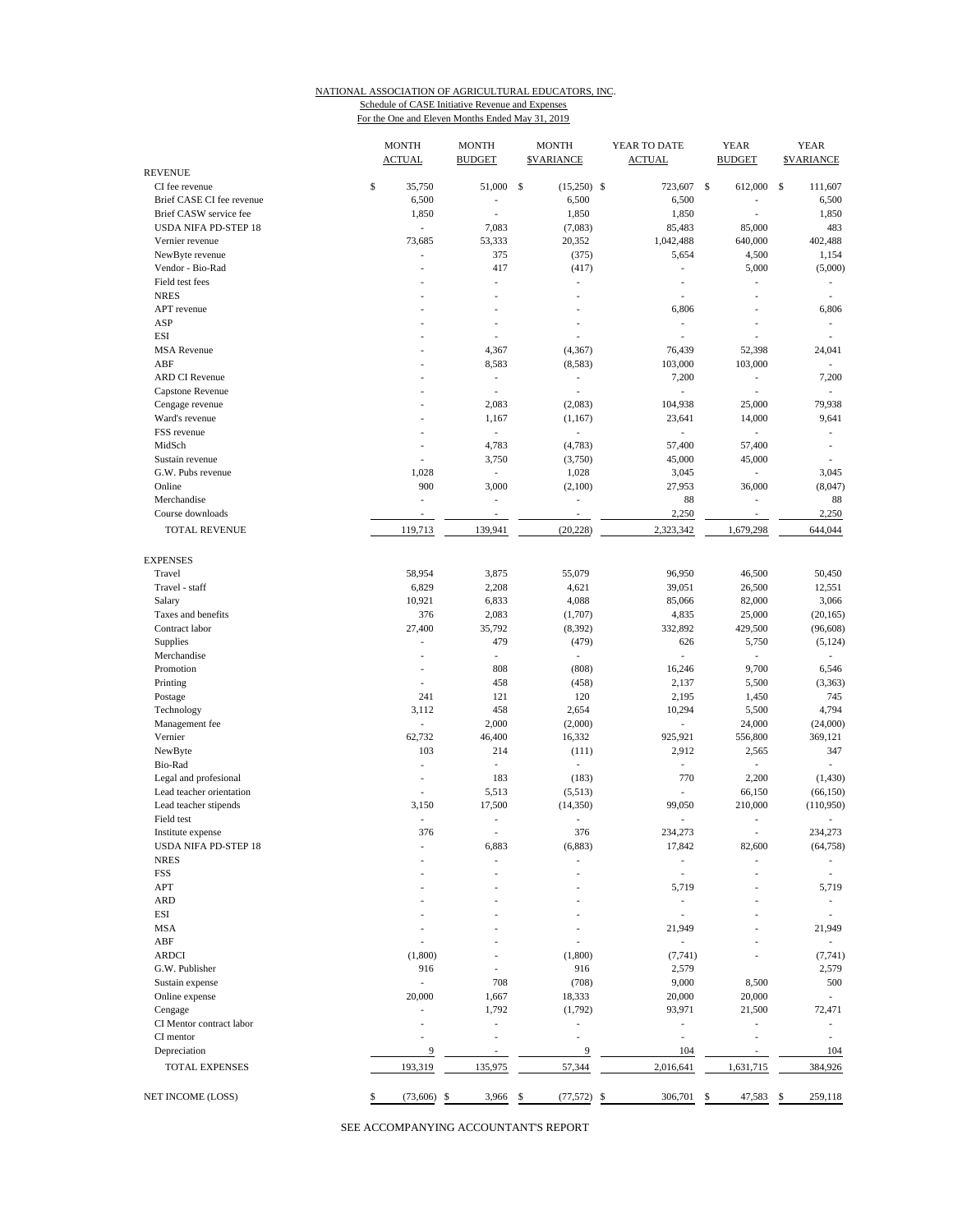NATIONAL ASSOCIATION OF AGRICULTURAL EDUCATORS, INC.

Schedule of CASE Initiative Revenue and Expenses

For the One and Eleven Months Ended May 31, 2019

| | MONTH ACTUAL | MONTH BUDGET | MONTH $VARIANCE | YEAR TO DATE ACTUAL | YEAR BUDGET | YEAR $VARIANCE |
|---|---|---|---|---|---|---|
| REVENUE | | | | | | |
| CI fee revenue | $ 35,750 | 51,000 | $ (15,250) | $ 723,607 | $ 612,000 | $ 111,607 |
| Brief CASE CI fee revenue | 6,500 | - | 6,500 | 6,500 | - | 6,500 |
| Brief CASW service fee | 1,850 | - | 1,850 | 1,850 | - | 1,850 |
| USDA NIFA PD-STEP 18 | - | 7,083 | (7,083) | 85,483 | 85,000 | 483 |
| Vernier revenue | 73,685 | 53,333 | 20,352 | 1,042,488 | 640,000 | 402,488 |
| NewByte revenue | - | 375 | (375) | 5,654 | 4,500 | 1,154 |
| Vendor - Bio-Rad | - | 417 | (417) | - | 5,000 | (5,000) |
| Field test fees | - | - | - | - | - | - |
| NRES | - | - | - | - | - | - |
| APT revenue | - | - | - | 6,806 | - | 6,806 |
| ASP | - | - | - | - | - | - |
| ESI | - | - | - | - | - | - |
| MSA Revenue | - | 4,367 | (4,367) | 76,439 | 52,398 | 24,041 |
| ABF | - | 8,583 | (8,583) | 103,000 | 103,000 | - |
| ARD CI Revenue | - | - | - | 7,200 | - | 7,200 |
| Capstone Revenue | - | - | - | - | - | - |
| Cengage revenue | - | 2,083 | (2,083) | 104,938 | 25,000 | 79,938 |
| Ward's revenue | - | 1,167 | (1,167) | 23,641 | 14,000 | 9,641 |
| FSS revenue | - | - | - | - | - | - |
| MidSch | - | 4,783 | (4,783) | 57,400 | 57,400 | - |
| Sustain revenue | - | 3,750 | (3,750) | 45,000 | 45,000 | - |
| G.W. Pubs revenue | 1,028 | - | 1,028 | 3,045 | - | 3,045 |
| Online | 900 | 3,000 | (2,100) | 27,953 | 36,000 | (8,047) |
| Merchandise | - | - | - | 88 | - | 88 |
| Course downloads | - | - | - | 2,250 | - | 2,250 |
| TOTAL REVENUE | 119,713 | 139,941 | (20,228) | 2,323,342 | 1,679,298 | 644,044 |
| EXPENSES | | | | | | |
| Travel | 58,954 | 3,875 | 55,079 | 96,950 | 46,500 | 50,450 |
| Travel - staff | 6,829 | 2,208 | 4,621 | 39,051 | 26,500 | 12,551 |
| Salary | 10,921 | 6,833 | 4,088 | 85,066 | 82,000 | 3,066 |
| Taxes and benefits | 376 | 2,083 | (1,707) | 4,835 | 25,000 | (20,165) |
| Contract labor | 27,400 | 35,792 | (8,392) | 332,892 | 429,500 | (96,608) |
| Supplies | - | 479 | (479) | 626 | 5,750 | (5,124) |
| Merchandise | - | - | - | - | - | - |
| Promotion | - | 808 | (808) | 16,246 | 9,700 | 6,546 |
| Printing | - | 458 | (458) | 2,137 | 5,500 | (3,363) |
| Postage | 241 | 121 | 120 | 2,195 | 1,450 | 745 |
| Technology | 3,112 | 458 | 2,654 | 10,294 | 5,500 | 4,794 |
| Management fee | - | 2,000 | (2,000) | - | 24,000 | (24,000) |
| Vernier | 62,732 | 46,400 | 16,332 | 925,921 | 556,800 | 369,121 |
| NewByte | 103 | 214 | (111) | 2,912 | 2,565 | 347 |
| Bio-Rad | - | - | - | - | - | - |
| Legal and profesional | - | 183 | (183) | 770 | 2,200 | (1,430) |
| Lead teacher orientation | - | 5,513 | (5,513) | - | 66,150 | (66,150) |
| Lead teacher stipends | 3,150 | 17,500 | (14,350) | 99,050 | 210,000 | (110,950) |
| Field test | - | - | - | - | - | - |
| Institute expense | 376 | - | 376 | 234,273 | - | 234,273 |
| USDA NIFA PD-STEP 18 | - | 6,883 | (6,883) | 17,842 | 82,600 | (64,758) |
| NRES | - | - | - | - | - | - |
| FSS | - | - | - | - | - | - |
| APT | - | - | - | 5,719 | - | 5,719 |
| ARD | - | - | - | - | - | - |
| ESI | - | - | - | - | - | - |
| MSA | - | - | - | 21,949 | - | 21,949 |
| ABF | - | - | - | - | - | - |
| ARDCI | (1,800) | - | (1,800) | (7,741) | - | (7,741) |
| G.W. Publisher | 916 | - | 916 | 2,579 | | 2,579 |
| Sustain expense | - | 708 | (708) | 9,000 | 8,500 | 500 |
| Online expense | 20,000 | 1,667 | 18,333 | 20,000 | 20,000 | - |
| Cengage | - | 1,792 | (1,792) | 93,971 | 21,500 | 72,471 |
| CI Mentor contract labor | - | - | - | - | - | - |
| CI mentor | - | - | - | - | - | - |
| Depreciation | 9 | - | 9 | 104 | - | 104 |
| TOTAL EXPENSES | 193,319 | 135,975 | 57,344 | 2,016,641 | 1,631,715 | 384,926 |
| NET INCOME (LOSS) | $ (73,606) | $ 3,966 | $ (77,572) | $ 306,701 | $ 47,583 | $ 259,118 |

SEE ACCOMPANYING ACCOUNTANT'S REPORT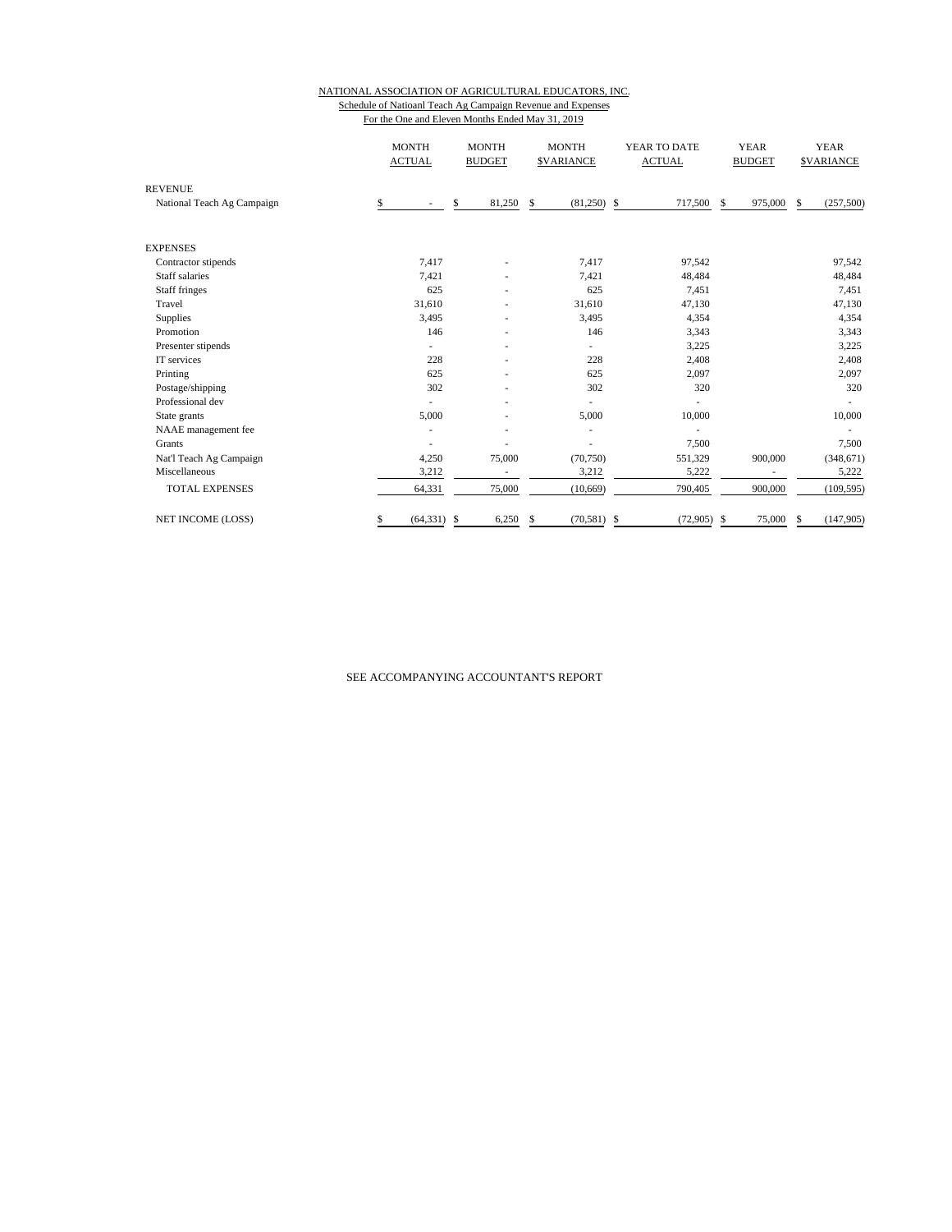NATIONAL ASSOCIATION OF AGRICULTURAL EDUCATORS, INC.

Schedule of Natioanl Teach Ag Campaign Revenue and Expenses

For the One and Eleven Months Ended May 31, 2019

| | MONTH ACTUAL | MONTH BUDGET | MONTH $VARIANCE | YEAR TO DATE ACTUAL | YEAR BUDGET | YEAR $VARIANCE |
|---|---|---|---|---|---|---|
| REVENUE | | | | | | |
| National Teach Ag Campaign | $ - | $ 81,250 | $ (81,250) | $ 717,500 | $ 975,000 | $ (257,500) |
| EXPENSES | | | | | | |
| Contractor stipends | 7,417 | - | 7,417 | 97,542 | | 97,542 |
| Staff salaries | 7,421 | - | 7,421 | 48,484 | | 48,484 |
| Staff fringes | 625 | - | 625 | 7,451 | | 7,451 |
| Travel | 31,610 | - | 31,610 | 47,130 | | 47,130 |
| Supplies | 3,495 | - | 3,495 | 4,354 | | 4,354 |
| Promotion | 146 | - | 146 | 3,343 | | 3,343 |
| Presenter stipends | - | - | - | 3,225 | | 3,225 |
| IT services | 228 | - | 228 | 2,408 | | 2,408 |
| Printing | 625 | - | 625 | 2,097 | | 2,097 |
| Postage/shipping | 302 | - | 302 | 320 | | 320 |
| Professional dev | - | - | - | - | | - |
| State grants | 5,000 | - | 5,000 | 10,000 | | 10,000 |
| NAAE management fee | - | - | - | - | | - |
| Grants | - | - | - | 7,500 | | 7,500 |
| Nat'l Teach Ag Campaign | 4,250 | 75,000 | (70,750) | 551,329 | 900,000 | (348,671) |
| Miscellaneous | 3,212 | - | 3,212 | 5,222 | - | 5,222 |
| TOTAL EXPENSES | 64,331 | 75,000 | (10,669) | 790,405 | 900,000 | (109,595) |
| NET INCOME (LOSS) | $ (64,331) | $ 6,250 | $ (70,581) | $ (72,905) | $ 75,000 | $ (147,905) |

SEE ACCOMPANYING ACCOUNTANT'S REPORT